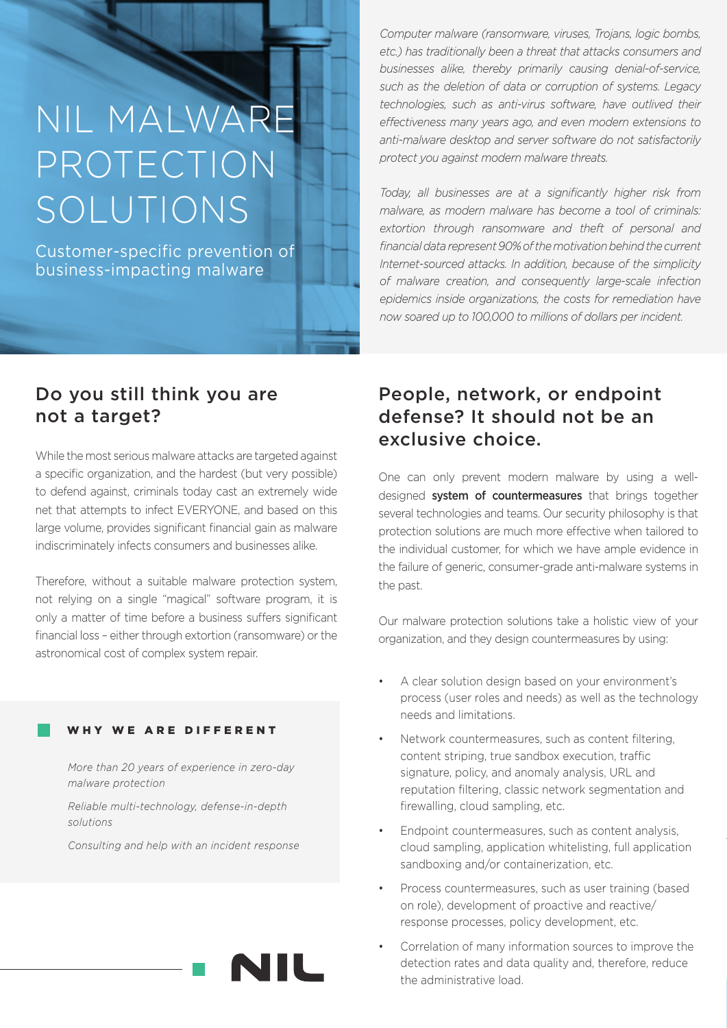# NIL MALWARE PROTECTION SOLUTIONS

Customer-specific prevention of business-impacting malware

*Computer malware (ransomware, viruses, Trojans, logic bombs, etc.) has traditionally been a threat that attacks consumers and businesses alike, thereby primarily causing denial-of-service, such as the deletion of data or corruption of systems. Legacy technologies, such as anti-virus software, have outlived their effectiveness many years ago, and even modern extensions to anti-malware desktop and server software do not satisfactorily protect you against modern malware threats.*

*Today, all businesses are at a significantly higher risk from malware, as modern malware has become a tool of criminals: extortion through ransomware and theft of personal and financial data represent 90% of the motivation behind the current Internet-sourced attacks. In addition, because of the simplicity of malware creation, and consequently large-scale infection epidemics inside organizations, the costs for remediation have now soared up to 100,000 to millions of dollars per incident.*

## Do you still think you are not a target?

While the most serious malware attacks are targeted against a specific organization, and the hardest (but very possible) to defend against, criminals today cast an extremely wide net that attempts to infect EVERYONE, and based on this large volume, provides significant financial gain as malware indiscriminately infects consumers and businesses alike.

Therefore, without a suitable malware protection system, not relying on a single "magical" software program, it is only a matter of time before a business suffers significant financial loss – either through extortion (ransomware) or the astronomical cost of complex system repair.

### WHY WE ARE DIFFERENT

*More than 20 years of experience in zero-day malware protection*

*Reliable multi-technology, defense-in-depth solutions*

*Consulting and help with an incident response*

## People, network, or endpoint defense? It should not be an exclusive choice.

One can only prevent modern malware by using a well-designed **system of countermeasures** that brings together several technologies and teams. Our security philosophy is that protection solutions are much more effective when tailored to the individual customer, for which we have ample evidence in the failure of generic, consumer-grade anti-malware systems in the past.

Our malware protection solutions take a holistic view of your organization, and they design countermeasures by using:

- A clear solution design based on your environment's process (user roles and needs) as well as the technology needs and limitations.
- Network countermeasures, such as content filtering, content striping, true sandbox execution, traffic signature, policy, and anomaly analysis, URL and reputation filtering, classic network segmentation and firewalling, cloud sampling, etc.
- Endpoint countermeasures, such as content analysis, cloud sampling, application whitelisting, full application sandboxing and/or containerization, etc.
- Process countermeasures, such as user training (based on role), development of proactive and reactive/ response processes, policy development, etc.
- Correlation of many information sources to improve the detection rates and data quality and, therefore, reduce the administrative load.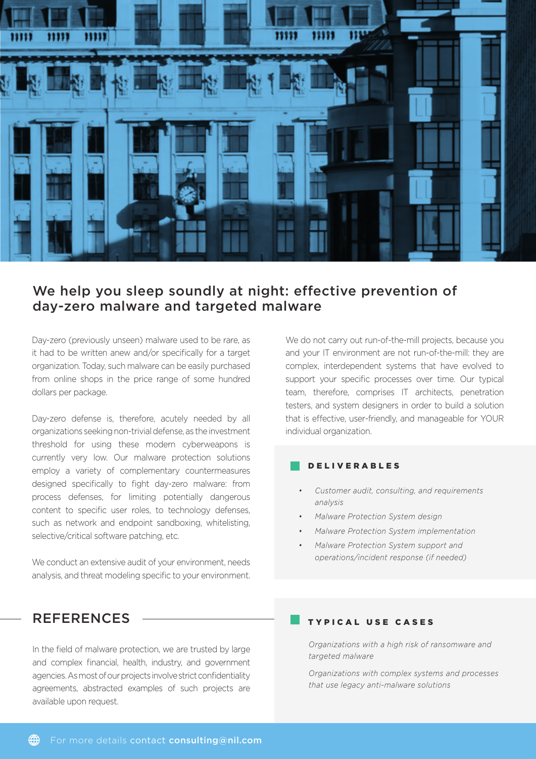## We help you sleep soundly at night: effective prevention of day-zero malware and targeted malware

Day-zero (previously unseen) malware used to be rare, as it had to be written anew and/or specifically for a target organization. Today, such malware can be easily purchased from online shops in the price range of some hundred dollars per package.

Day-zero defense is, therefore, acutely needed by all organizations seeking non-trivial defense, as the investment threshold for using these modern cyberweapons is currently very low. Our malware protection solutions employ a variety of complementary countermeasures designed specifically to fight day-zero malware: from process defenses, for limiting potentially dangerous content to specific user roles, to technology defenses, such as network and endpoint sandboxing, whitelisting, selective/critical software patching, etc.

We conduct an extensive audit of your environment, needs analysis, and threat modeling specific to your environment.

We do not carry out run-of-the-mill projects, because you and your IT environment are not run-of-the-mill: they are complex, interdependent systems that have evolved to support your specific processes over time. Our typical team, therefore, comprises IT architects, penetration testers, and system designers in order to build a solution that is effective, user-friendly, and manageable for YOUR individual organization.

### DELIVERABLES

- *Customer audit, consulting, and requirements analysis*
- *Malware Protection System design*
- *Malware Protection System implementation*
- *Malware Protection System support and operations/incident response (if needed)*

## REFERENCES

In the field of malware protection, we are trusted by large and complex financial, health, industry, and government agencies. As most of our projects involve strict confidentiality agreements, abstracted examples of such projects are available upon request.

### TYPICAL USE CASES

*Organizations with a high risk of ransomware and targeted malware*

*Organizations with complex systems and processes that use legacy anti-malware solutions*

For more details contact **consulting@nil.com**